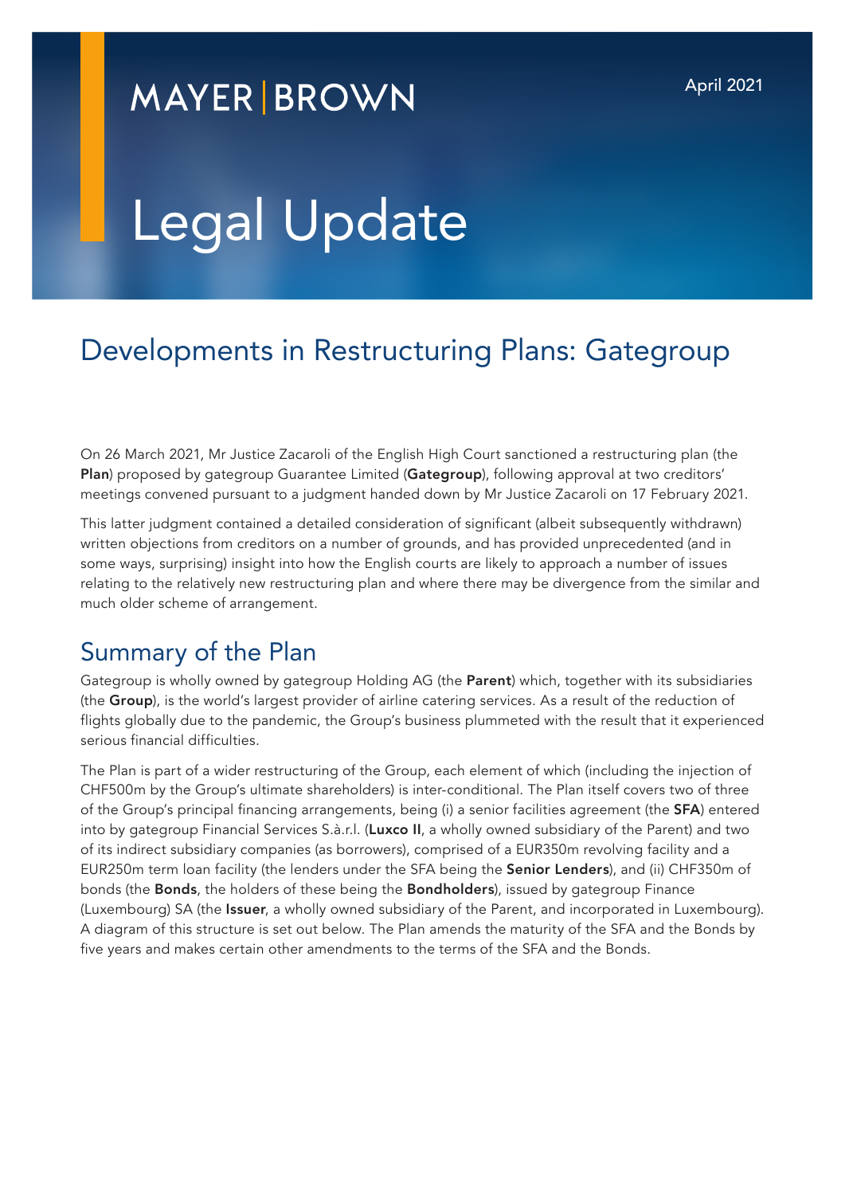MAYER | BROWN

April 2021

# Legal Update

## Developments in Restructuring Plans: Gategroup

On 26 March 2021, Mr Justice Zacaroli of the English High Court sanctioned a restructuring plan (the **Plan**) proposed by gategroup Guarantee Limited (**Gategroup**), following approval at two creditors' meetings convened pursuant to a judgment handed down by Mr Justice Zacaroli on 17 February 2021.

This latter judgment contained a detailed consideration of significant (albeit subsequently withdrawn) written objections from creditors on a number of grounds, and has provided unprecedented (and in some ways, surprising) insight into how the English courts are likely to approach a number of issues relating to the relatively new restructuring plan and where there may be divergence from the similar and much older scheme of arrangement.

## Summary of the Plan

Gategroup is wholly owned by gategroup Holding AG (the **Parent**) which, together with its subsidiaries (the **Group**), is the world's largest provider of airline catering services. As a result of the reduction of flights globally due to the pandemic, the Group's business plummeted with the result that it experienced serious financial difficulties.

The Plan is part of a wider restructuring of the Group, each element of which (including the injection of CHF500m by the Group's ultimate shareholders) is inter-conditional. The Plan itself covers two of three of the Group's principal financing arrangements, being (i) a senior facilities agreement (the **SFA**) entered into by gategroup Financial Services S.à.r.l. (**Luxco II**, a wholly owned subsidiary of the Parent) and two of its indirect subsidiary companies (as borrowers), comprised of a EUR350m revolving facility and a EUR250m term loan facility (the lenders under the SFA being the **Senior Lenders**), and (ii) CHF350m of bonds (the **Bonds**, the holders of these being the **Bondholders**), issued by gategroup Finance (Luxembourg) SA (the **Issuer**, a wholly owned subsidiary of the Parent, and incorporated in Luxembourg). A diagram of this structure is set out below. The Plan amends the maturity of the SFA and the Bonds by five years and makes certain other amendments to the terms of the SFA and the Bonds.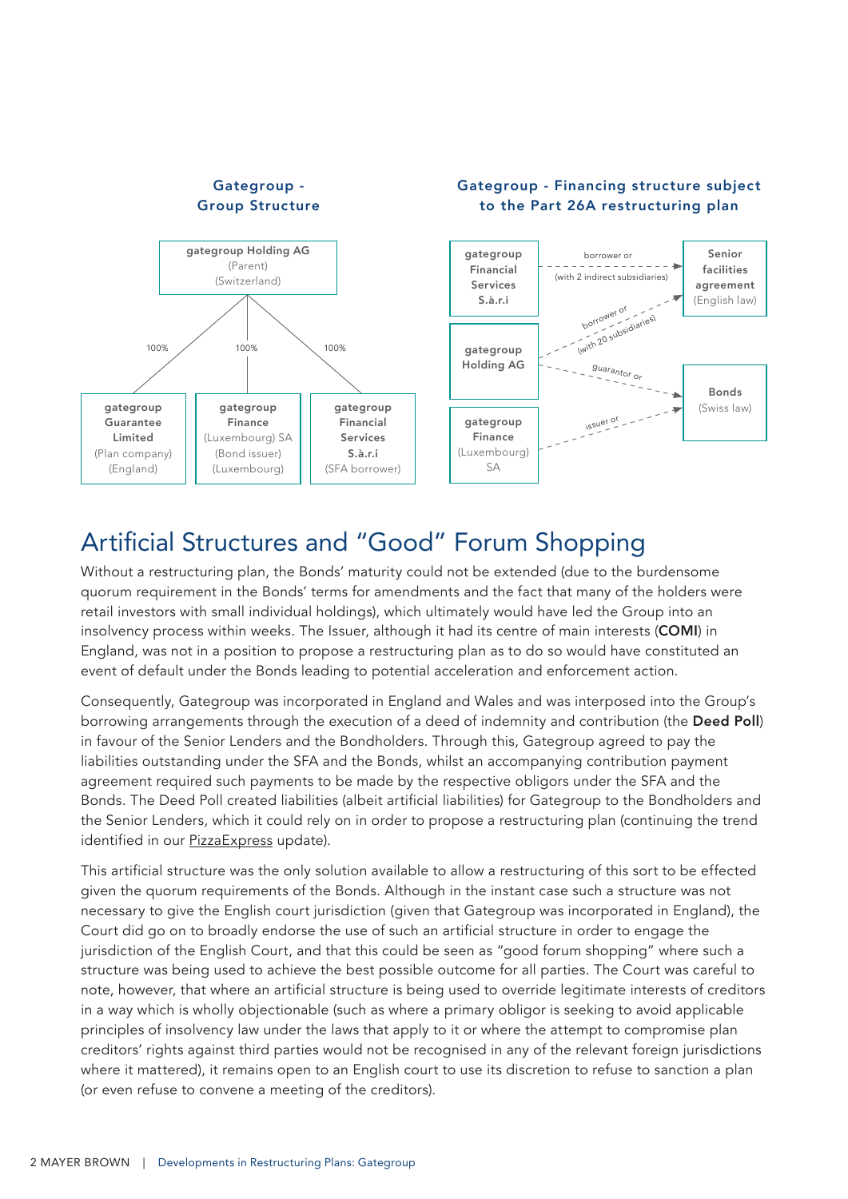**Gategroup - Group Structure**

gategroup Holding AG (Parent) (Switzerland)

- 100% → gategroup Guarantee Limited (Plan company) (England)
- 100% → gategroup Finance (Luxembourg) SA (Bond issuer) (Luxembourg)
- 100% → gategroup Financial Services S.à.r.i (SFA borrower)

**Gategroup - Financing structure subject to the Part 26A restructuring plan**

- gategroup Financial Services S.à.r.i — borrower or (with 2 indirect subsidiaries) → Senior facilities agreement (English law)
- gategroup Holding AG — borrower or (with 20 subsidiaries) → Senior facilities agreement (English law)
- gategroup Holding AG — guarantor or → Bonds (Swiss law)
- gategroup Finance (Luxembourg) SA — issuer or → Bonds (Swiss law)

## Artificial Structures and "Good" Forum Shopping

Without a restructuring plan, the Bonds' maturity could not be extended (due to the burdensome quorum requirement in the Bonds' terms for amendments and the fact that many of the holders were retail investors with small individual holdings), which ultimately would have led the Group into an insolvency process within weeks. The Issuer, although it had its centre of main interests (**COMI**) in England, was not in a position to propose a restructuring plan as to do so would have constituted an event of default under the Bonds leading to potential acceleration and enforcement action.

Consequently, Gategroup was incorporated in England and Wales and was interposed into the Group's borrowing arrangements through the execution of a deed of indemnity and contribution (the **Deed Poll**) in favour of the Senior Lenders and the Bondholders. Through this, Gategroup agreed to pay the liabilities outstanding under the SFA and the Bonds, whilst an accompanying contribution payment agreement required such payments to be made by the respective obligors under the SFA and the Bonds. The Deed Poll created liabilities (albeit artificial liabilities) for Gategroup to the Bondholders and the Senior Lenders, which it could rely on in order to propose a restructuring plan (continuing the trend identified in our PizzaExpress update).

This artificial structure was the only solution available to allow a restructuring of this sort to be effected given the quorum requirements of the Bonds. Although in the instant case such a structure was not necessary to give the English court jurisdiction (given that Gategroup was incorporated in England), the Court did go on to broadly endorse the use of such an artificial structure in order to engage the jurisdiction of the English Court, and that this could be seen as "good forum shopping" where such a structure was being used to achieve the best possible outcome for all parties. The Court was careful to note, however, that where an artificial structure is being used to override legitimate interests of creditors in a way which is wholly objectionable (such as where a primary obligor is seeking to avoid applicable principles of insolvency law under the laws that apply to it or where the attempt to compromise plan creditors' rights against third parties would not be recognised in any of the relevant foreign jurisdictions where it mattered), it remains open to an English court to use its discretion to refuse to sanction a plan (or even refuse to convene a meeting of the creditors).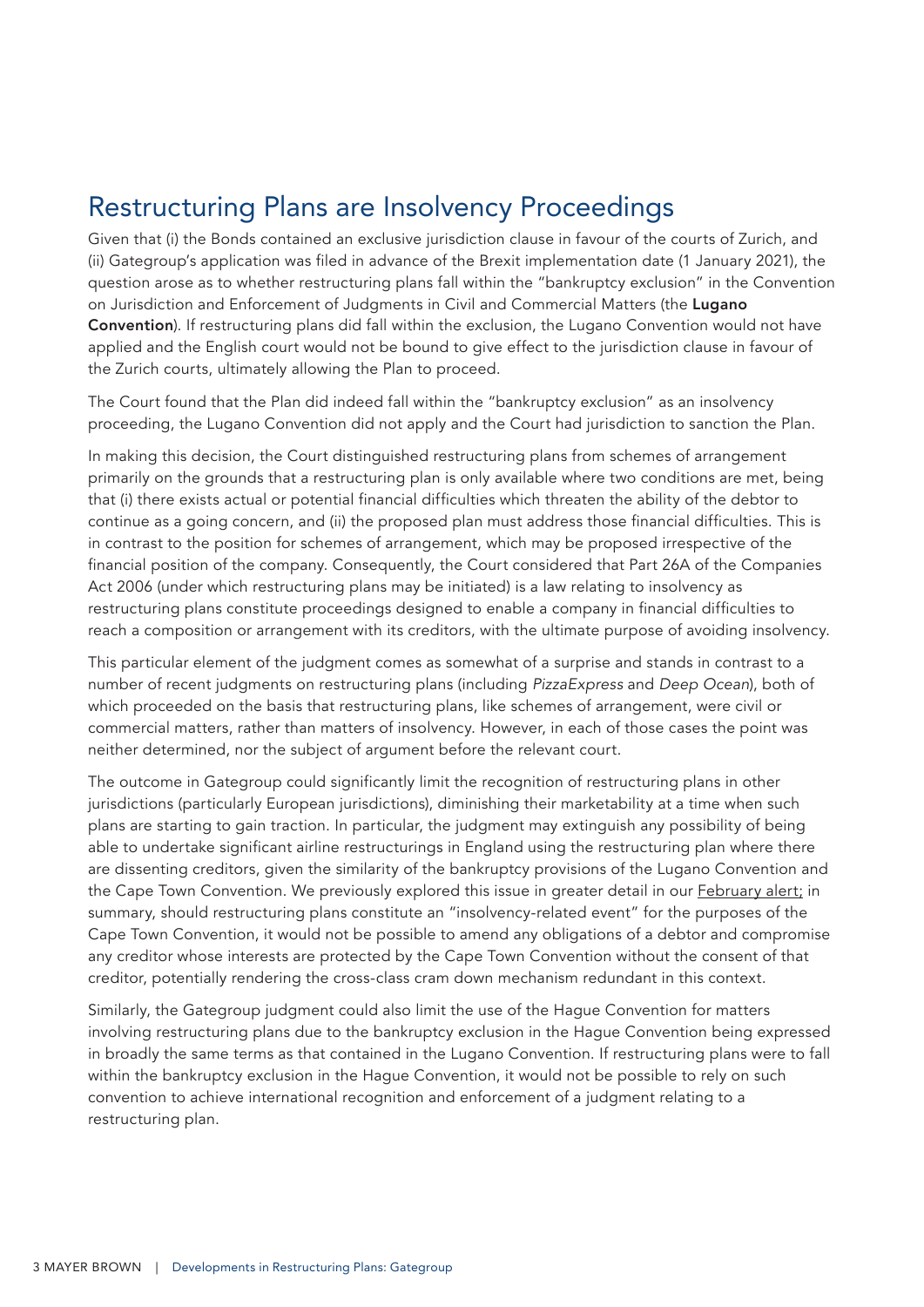## Restructuring Plans are Insolvency Proceedings

Given that (i) the Bonds contained an exclusive jurisdiction clause in favour of the courts of Zurich, and (ii) Gategroup's application was filed in advance of the Brexit implementation date (1 January 2021), the question arose as to whether restructuring plans fall within the "bankruptcy exclusion" in the Convention on Jurisdiction and Enforcement of Judgments in Civil and Commercial Matters (the **Lugano Convention**). If restructuring plans did fall within the exclusion, the Lugano Convention would not have applied and the English court would not be bound to give effect to the jurisdiction clause in favour of the Zurich courts, ultimately allowing the Plan to proceed.

The Court found that the Plan did indeed fall within the "bankruptcy exclusion" as an insolvency proceeding, the Lugano Convention did not apply and the Court had jurisdiction to sanction the Plan.

In making this decision, the Court distinguished restructuring plans from schemes of arrangement primarily on the grounds that a restructuring plan is only available where two conditions are met, being that (i) there exists actual or potential financial difficulties which threaten the ability of the debtor to continue as a going concern, and (ii) the proposed plan must address those financial difficulties. This is in contrast to the position for schemes of arrangement, which may be proposed irrespective of the financial position of the company. Consequently, the Court considered that Part 26A of the Companies Act 2006 (under which restructuring plans may be initiated) is a law relating to insolvency as restructuring plans constitute proceedings designed to enable a company in financial difficulties to reach a composition or arrangement with its creditors, with the ultimate purpose of avoiding insolvency.

This particular element of the judgment comes as somewhat of a surprise and stands in contrast to a number of recent judgments on restructuring plans (including *PizzaExpress* and *Deep Ocean*), both of which proceeded on the basis that restructuring plans, like schemes of arrangement, were civil or commercial matters, rather than matters of insolvency. However, in each of those cases the point was neither determined, nor the subject of argument before the relevant court.

The outcome in Gategroup could significantly limit the recognition of restructuring plans in other jurisdictions (particularly European jurisdictions), diminishing their marketability at a time when such plans are starting to gain traction. In particular, the judgment may extinguish any possibility of being able to undertake significant airline restructurings in England using the restructuring plan where there are dissenting creditors, given the similarity of the bankruptcy provisions of the Lugano Convention and the Cape Town Convention. We previously explored this issue in greater detail in our February alert; in summary, should restructuring plans constitute an "insolvency-related event" for the purposes of the Cape Town Convention, it would not be possible to amend any obligations of a debtor and compromise any creditor whose interests are protected by the Cape Town Convention without the consent of that creditor, potentially rendering the cross-class cram down mechanism redundant in this context.

Similarly, the Gategroup judgment could also limit the use of the Hague Convention for matters involving restructuring plans due to the bankruptcy exclusion in the Hague Convention being expressed in broadly the same terms as that contained in the Lugano Convention. If restructuring plans were to fall within the bankruptcy exclusion in the Hague Convention, it would not be possible to rely on such convention to achieve international recognition and enforcement of a judgment relating to a restructuring plan.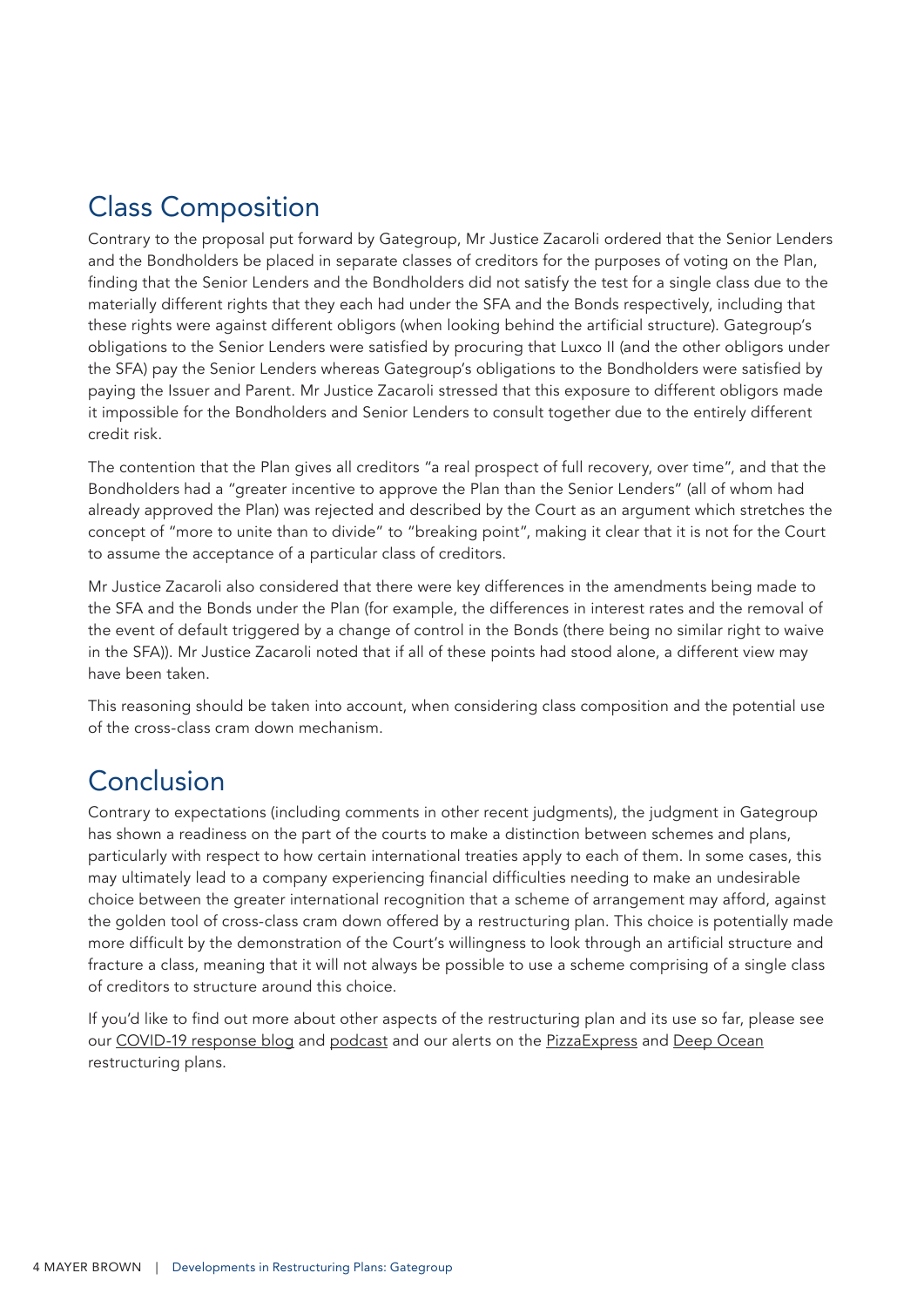## Class Composition

Contrary to the proposal put forward by Gategroup, Mr Justice Zacaroli ordered that the Senior Lenders and the Bondholders be placed in separate classes of creditors for the purposes of voting on the Plan, finding that the Senior Lenders and the Bondholders did not satisfy the test for a single class due to the materially different rights that they each had under the SFA and the Bonds respectively, including that these rights were against different obligors (when looking behind the artificial structure). Gategroup's obligations to the Senior Lenders were satisfied by procuring that Luxco II (and the other obligors under the SFA) pay the Senior Lenders whereas Gategroup's obligations to the Bondholders were satisfied by paying the Issuer and Parent. Mr Justice Zacaroli stressed that this exposure to different obligors made it impossible for the Bondholders and Senior Lenders to consult together due to the entirely different credit risk.

The contention that the Plan gives all creditors "a real prospect of full recovery, over time", and that the Bondholders had a "greater incentive to approve the Plan than the Senior Lenders" (all of whom had already approved the Plan) was rejected and described by the Court as an argument which stretches the concept of "more to unite than to divide" to "breaking point", making it clear that it is not for the Court to assume the acceptance of a particular class of creditors.

Mr Justice Zacaroli also considered that there were key differences in the amendments being made to the SFA and the Bonds under the Plan (for example, the differences in interest rates and the removal of the event of default triggered by a change of control in the Bonds (there being no similar right to waive in the SFA)). Mr Justice Zacaroli noted that if all of these points had stood alone, a different view may have been taken.

This reasoning should be taken into account, when considering class composition and the potential use of the cross-class cram down mechanism.

## Conclusion

Contrary to expectations (including comments in other recent judgments), the judgment in Gategroup has shown a readiness on the part of the courts to make a distinction between schemes and plans, particularly with respect to how certain international treaties apply to each of them. In some cases, this may ultimately lead to a company experiencing financial difficulties needing to make an undesirable choice between the greater international recognition that a scheme of arrangement may afford, against the golden tool of cross-class cram down offered by a restructuring plan. This choice is potentially made more difficult by the demonstration of the Court's willingness to look through an artificial structure and fracture a class, meaning that it will not always be possible to use a scheme comprising of a single class of creditors to structure around this choice.

If you'd like to find out more about other aspects of the restructuring plan and its use so far, please see our COVID-19 response blog and podcast and our alerts on the PizzaExpress and Deep Ocean restructuring plans.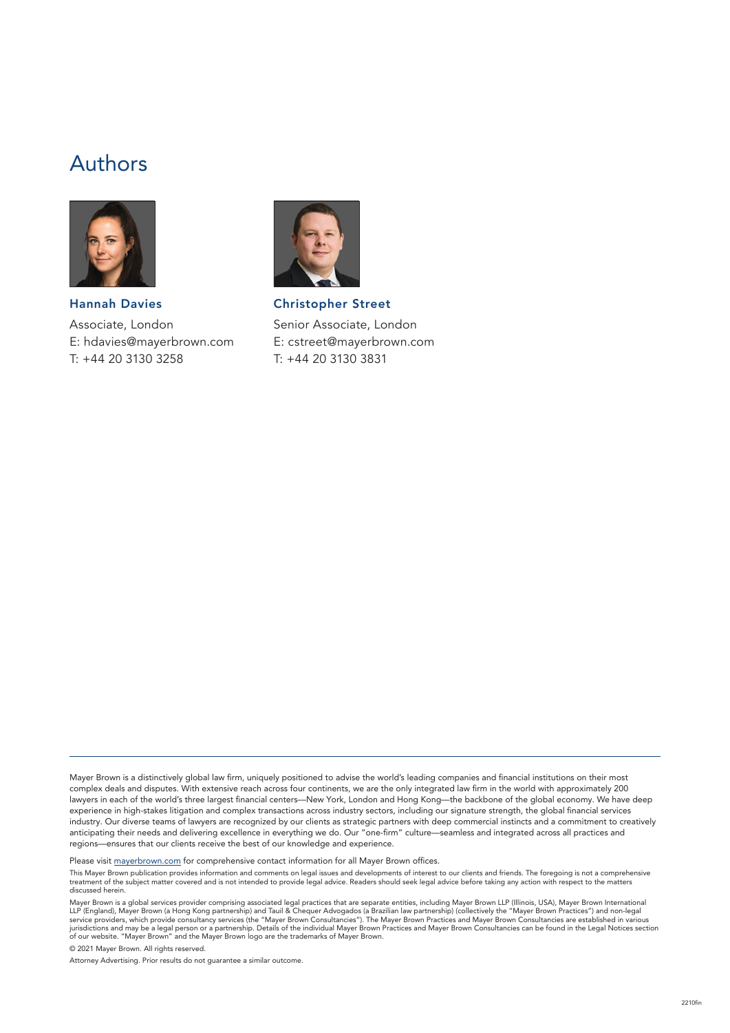# Authors

**Hannah Davies**
Associate, London
E: hdavies@mayerbrown.com
T: +44 20 3130 3258

**Christopher Street**
Senior Associate, London
E: cstreet@mayerbrown.com
T: +44 20 3130 3831

---

Mayer Brown is a distinctively global law firm, uniquely positioned to advise the world's leading companies and financial institutions on their most complex deals and disputes. With extensive reach across four continents, we are the only integrated law firm in the world with approximately 200 lawyers in each of the world's three largest financial centers—New York, London and Hong Kong—the backbone of the global economy. We have deep experience in high-stakes litigation and complex transactions across industry sectors, including our signature strength, the global financial services industry. Our diverse teams of lawyers are recognized by our clients as strategic partners with deep commercial instincts and a commitment to creatively anticipating their needs and delivering excellence in everything we do. Our "one-firm" culture—seamless and integrated across all practices and regions—ensures that our clients receive the best of our knowledge and experience.

Please visit mayerbrown.com for comprehensive contact information for all Mayer Brown offices.

This Mayer Brown publication provides information and comments on legal issues and developments of interest to our clients and friends. The foregoing is not a comprehensive treatment of the subject matter covered and is not intended to provide legal advice. Readers should seek legal advice before taking any action with respect to the matters discussed herein.

Mayer Brown is a global services provider comprising associated legal practices that are separate entities, including Mayer Brown LLP (Illinois, USA), Mayer Brown International LLP (England), Mayer Brown (a Hong Kong partnership) and Tauil & Chequer Advogados (a Brazilian law partnership) (collectively the "Mayer Brown Practices") and non-legal service providers, which provide consultancy services (the "Mayer Brown Consultancies"). The Mayer Brown Practices and Mayer Brown Consultancies are established in various jurisdictions and may be a legal person or a partnership. Details of the individual Mayer Brown Practices and Mayer Brown Consultancies can be found in the Legal Notices section of our website. "Mayer Brown" and the Mayer Brown logo are the trademarks of Mayer Brown.

© 2021 Mayer Brown. All rights reserved.

Attorney Advertising. Prior results do not guarantee a similar outcome.

2210fin